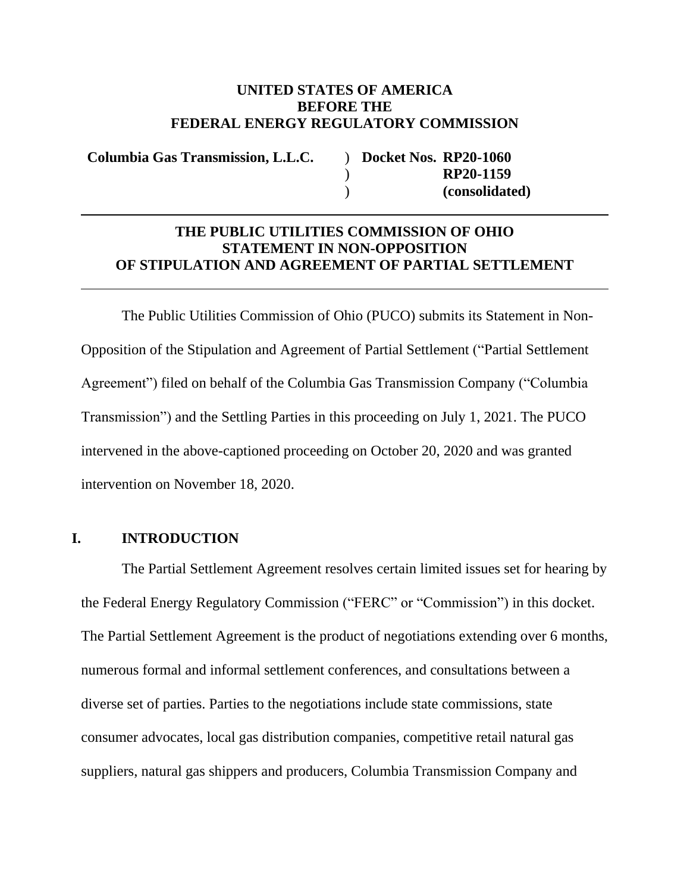**UNITED STATES OF AMERICA**
**BEFORE THE**
**FEDERAL ENERGY REGULATORY COMMISSION**

| | | |
|---|---|---|
| **Columbia Gas Transmission, L.L.C.** | ) | **Docket Nos. RP20-1060** |
| | ) | **RP20-1159** |
| | ) | **(consolidated)** |

---

**THE PUBLIC UTILITIES COMMISSION OF OHIO**
**STATEMENT IN NON-OPPOSITION**
**OF STIPULATION AND AGREEMENT OF PARTIAL SETTLEMENT**

---

The Public Utilities Commission of Ohio (PUCO) submits its Statement in Non-Opposition of the Stipulation and Agreement of Partial Settlement ("Partial Settlement Agreement") filed on behalf of the Columbia Gas Transmission Company ("Columbia Transmission") and the Settling Parties in this proceeding on July 1, 2021. The PUCO intervened in the above-captioned proceeding on October 20, 2020 and was granted intervention on November 18, 2020.

## I. INTRODUCTION

The Partial Settlement Agreement resolves certain limited issues set for hearing by the Federal Energy Regulatory Commission ("FERC" or "Commission") in this docket. The Partial Settlement Agreement is the product of negotiations extending over 6 months, numerous formal and informal settlement conferences, and consultations between a diverse set of parties. Parties to the negotiations include state commissions, state consumer advocates, local gas distribution companies, competitive retail natural gas suppliers, natural gas shippers and producers, Columbia Transmission Company and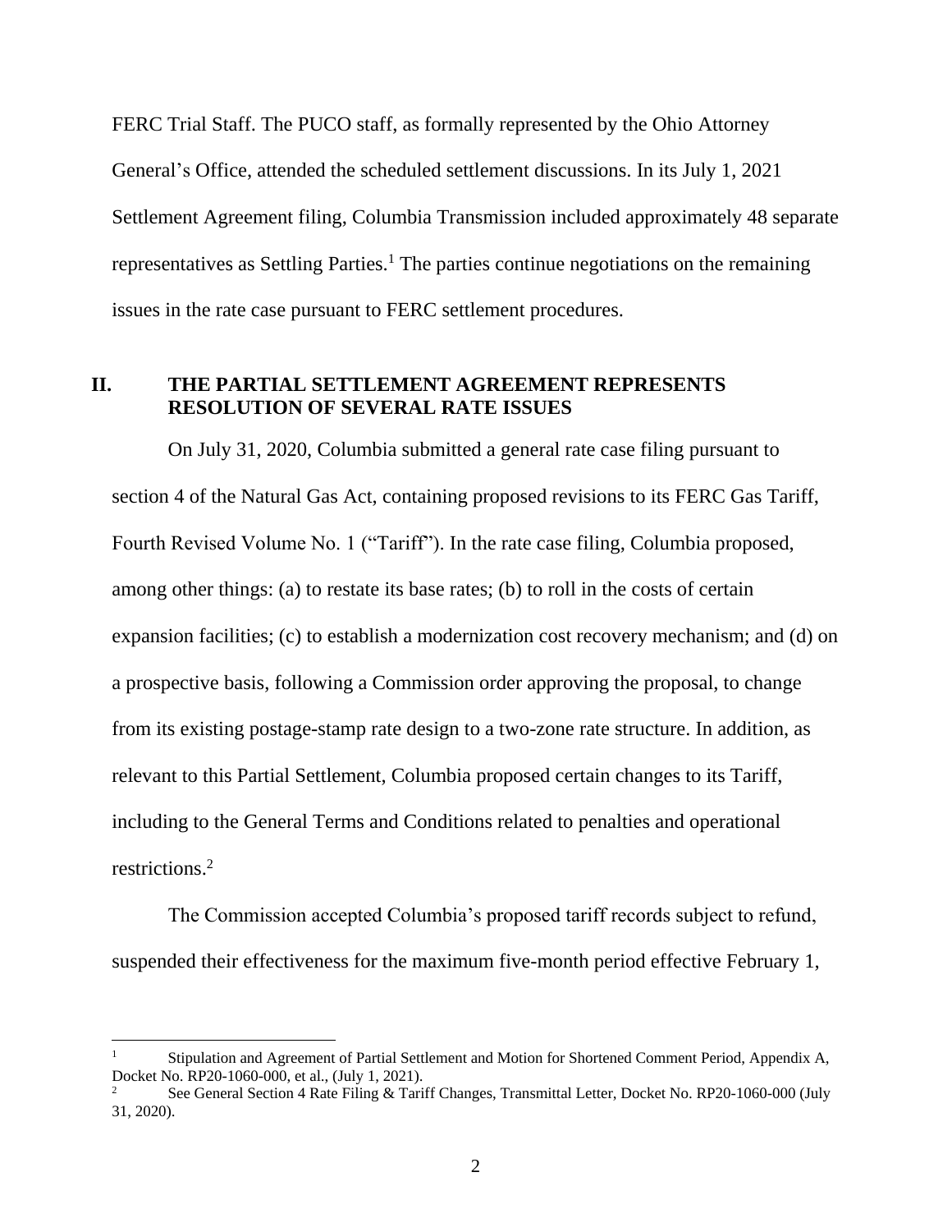FERC Trial Staff. The PUCO staff, as formally represented by the Ohio Attorney General's Office, attended the scheduled settlement discussions. In its July 1, 2021 Settlement Agreement filing, Columbia Transmission included approximately 48 separate representatives as Settling Parties.[1] The parties continue negotiations on the remaining issues in the rate case pursuant to FERC settlement procedures.

## II. THE PARTIAL SETTLEMENT AGREEMENT REPRESENTS RESOLUTION OF SEVERAL RATE ISSUES

On July 31, 2020, Columbia submitted a general rate case filing pursuant to section 4 of the Natural Gas Act, containing proposed revisions to its FERC Gas Tariff, Fourth Revised Volume No. 1 ("Tariff"). In the rate case filing, Columbia proposed, among other things: (a) to restate its base rates; (b) to roll in the costs of certain expansion facilities; (c) to establish a modernization cost recovery mechanism; and (d) on a prospective basis, following a Commission order approving the proposal, to change from its existing postage-stamp rate design to a two-zone rate structure. In addition, as relevant to this Partial Settlement, Columbia proposed certain changes to its Tariff, including to the General Terms and Conditions related to penalties and operational restrictions.[2]

The Commission accepted Columbia's proposed tariff records subject to refund, suspended their effectiveness for the maximum five-month period effective February 1,

---

[1] Stipulation and Agreement of Partial Settlement and Motion for Shortened Comment Period, Appendix A, Docket No. RP20-1060-000, et al., (July 1, 2021).

[2] See General Section 4 Rate Filing & Tariff Changes, Transmittal Letter, Docket No. RP20-1060-000 (July 31, 2020).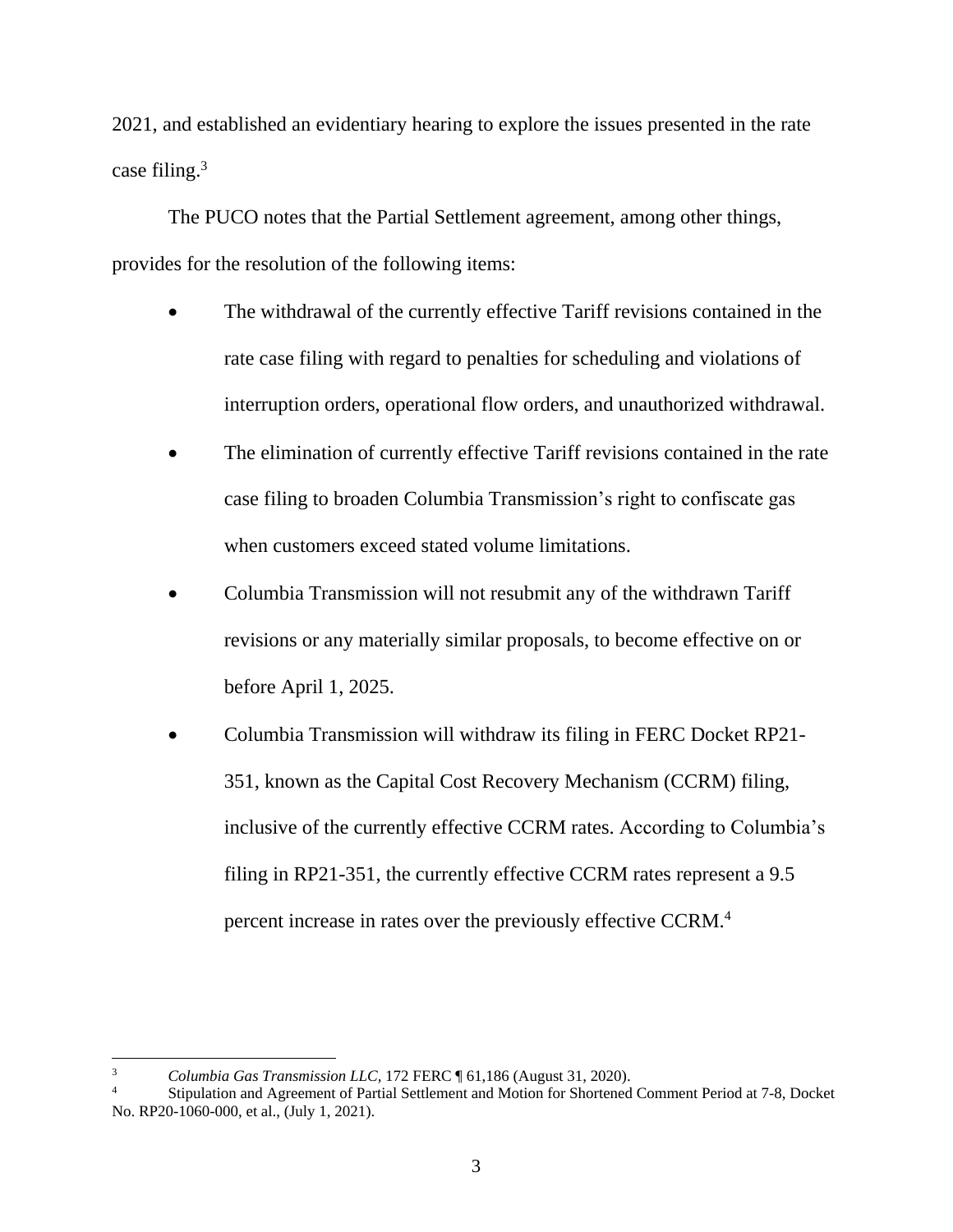2021, and established an evidentiary hearing to explore the issues presented in the rate case filing.[3]

The PUCO notes that the Partial Settlement agreement, among other things, provides for the resolution of the following items:

- The withdrawal of the currently effective Tariff revisions contained in the rate case filing with regard to penalties for scheduling and violations of interruption orders, operational flow orders, and unauthorized withdrawal.
- The elimination of currently effective Tariff revisions contained in the rate case filing to broaden Columbia Transmission's right to confiscate gas when customers exceed stated volume limitations.
- Columbia Transmission will not resubmit any of the withdrawn Tariff revisions or any materially similar proposals, to become effective on or before April 1, 2025.
- Columbia Transmission will withdraw its filing in FERC Docket RP21-351, known as the Capital Cost Recovery Mechanism (CCRM) filing, inclusive of the currently effective CCRM rates. According to Columbia's filing in RP21-351, the currently effective CCRM rates represent a 9.5 percent increase in rates over the previously effective CCRM.[4]

---

[3] *Columbia Gas Transmission LLC*, 172 FERC ¶ 61,186 (August 31, 2020).

[4] Stipulation and Agreement of Partial Settlement and Motion for Shortened Comment Period at 7-8, Docket No. RP20-1060-000, et al., (July 1, 2021).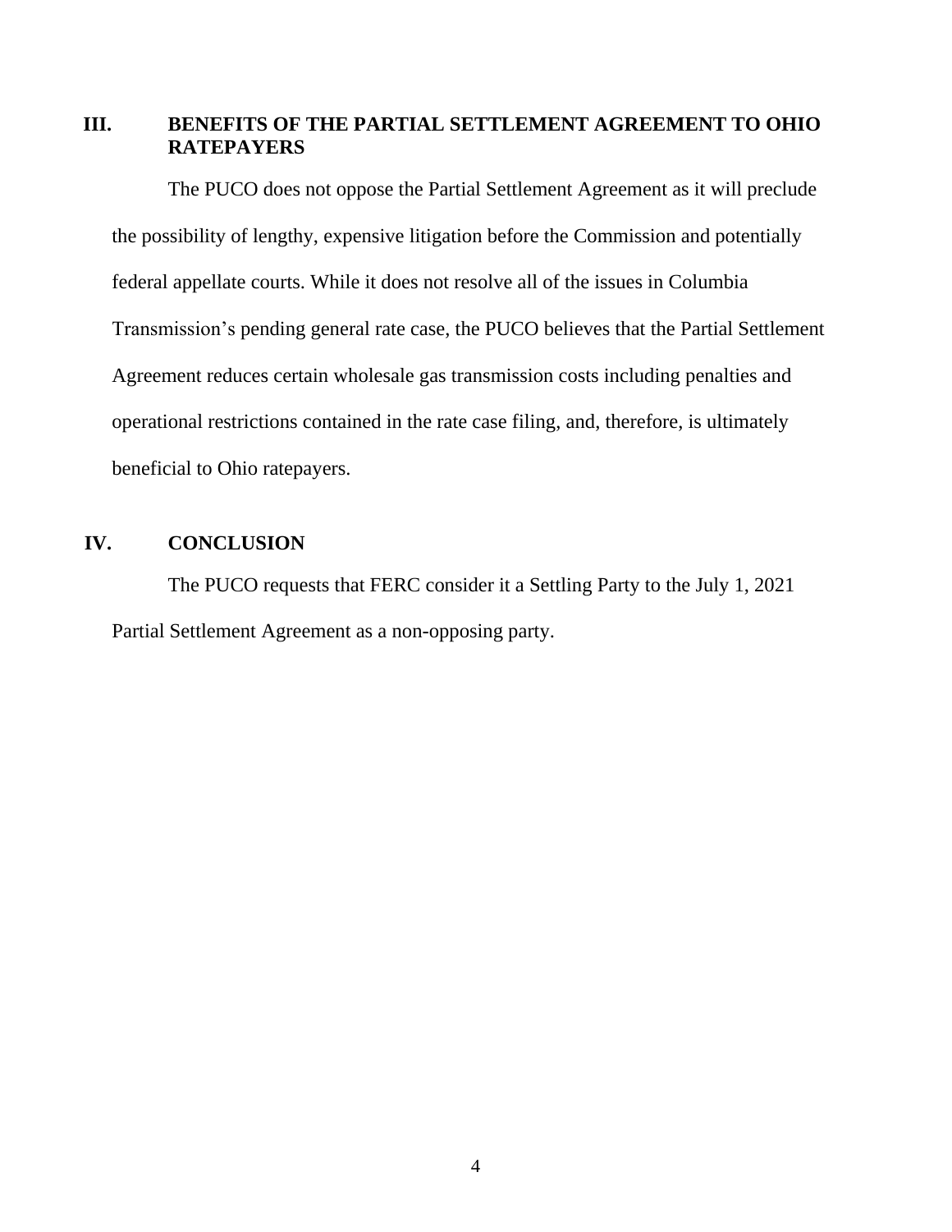## III. BENEFITS OF THE PARTIAL SETTLEMENT AGREEMENT TO OHIO RATEPAYERS

The PUCO does not oppose the Partial Settlement Agreement as it will preclude the possibility of lengthy, expensive litigation before the Commission and potentially federal appellate courts. While it does not resolve all of the issues in Columbia Transmission's pending general rate case, the PUCO believes that the Partial Settlement Agreement reduces certain wholesale gas transmission costs including penalties and operational restrictions contained in the rate case filing, and, therefore, is ultimately beneficial to Ohio ratepayers.

## IV. CONCLUSION

The PUCO requests that FERC consider it a Settling Party to the July 1, 2021 Partial Settlement Agreement as a non-opposing party.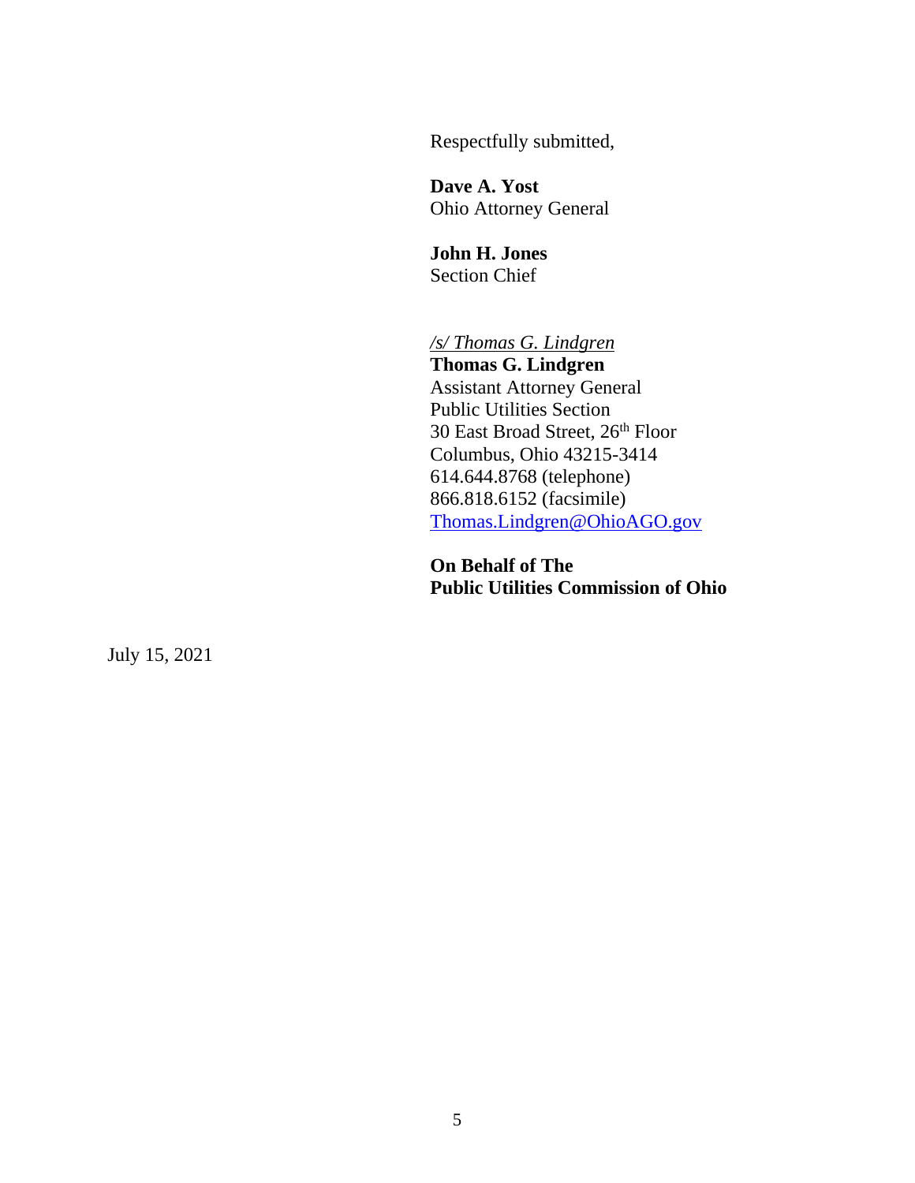Respectfully submitted,

**Dave A. Yost**
Ohio Attorney General

**John H. Jones**
Section Chief

*/s/ Thomas G. Lindgren*
**Thomas G. Lindgren**
Assistant Attorney General
Public Utilities Section
30 East Broad Street, 26th Floor
Columbus, Ohio 43215-3414
614.644.8768 (telephone)
866.818.6152 (facsimile)
Thomas.Lindgren@OhioAGO.gov

**On Behalf of The**
**Public Utilities Commission of Ohio**

July 15, 2021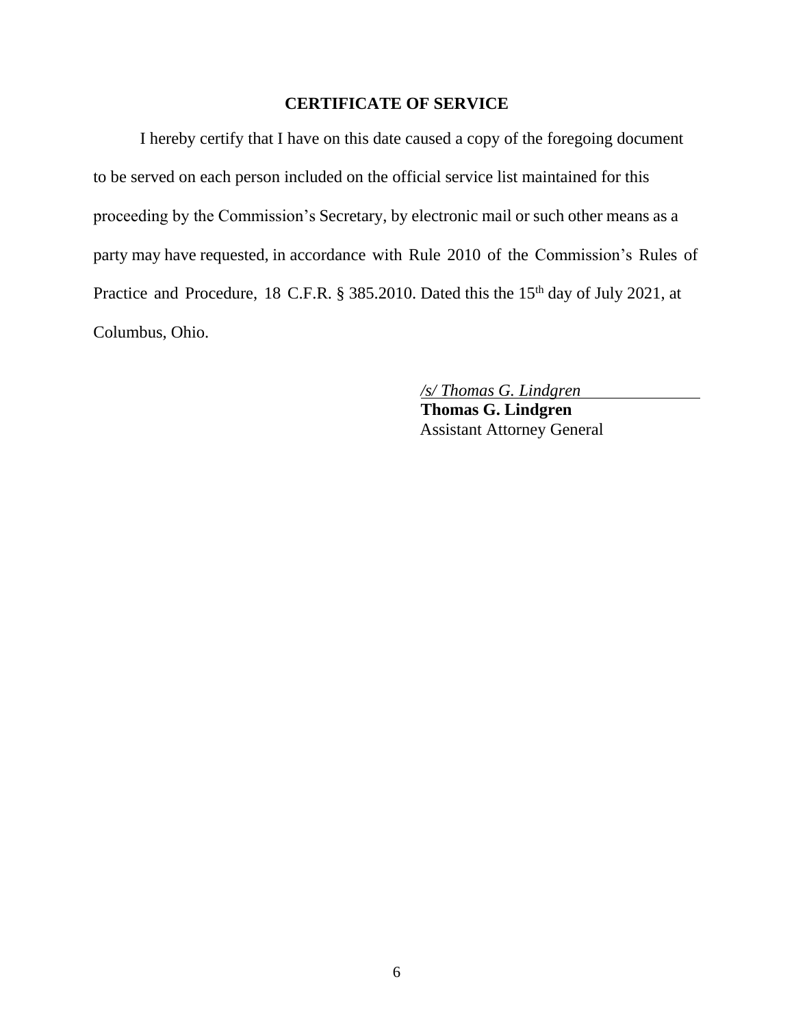# CERTIFICATE OF SERVICE

I hereby certify that I have on this date caused a copy of the foregoing document to be served on each person included on the official service list maintained for this proceeding by the Commission's Secretary, by electronic mail or such other means as a party may have requested, in accordance with Rule 2010 of the Commission's Rules of Practice and Procedure, 18 C.F.R. § 385.2010. Dated this the 15th day of July 2021, at Columbus, Ohio.

*/s/ Thomas G. Lindgren*
**Thomas G. Lindgren**
Assistant Attorney General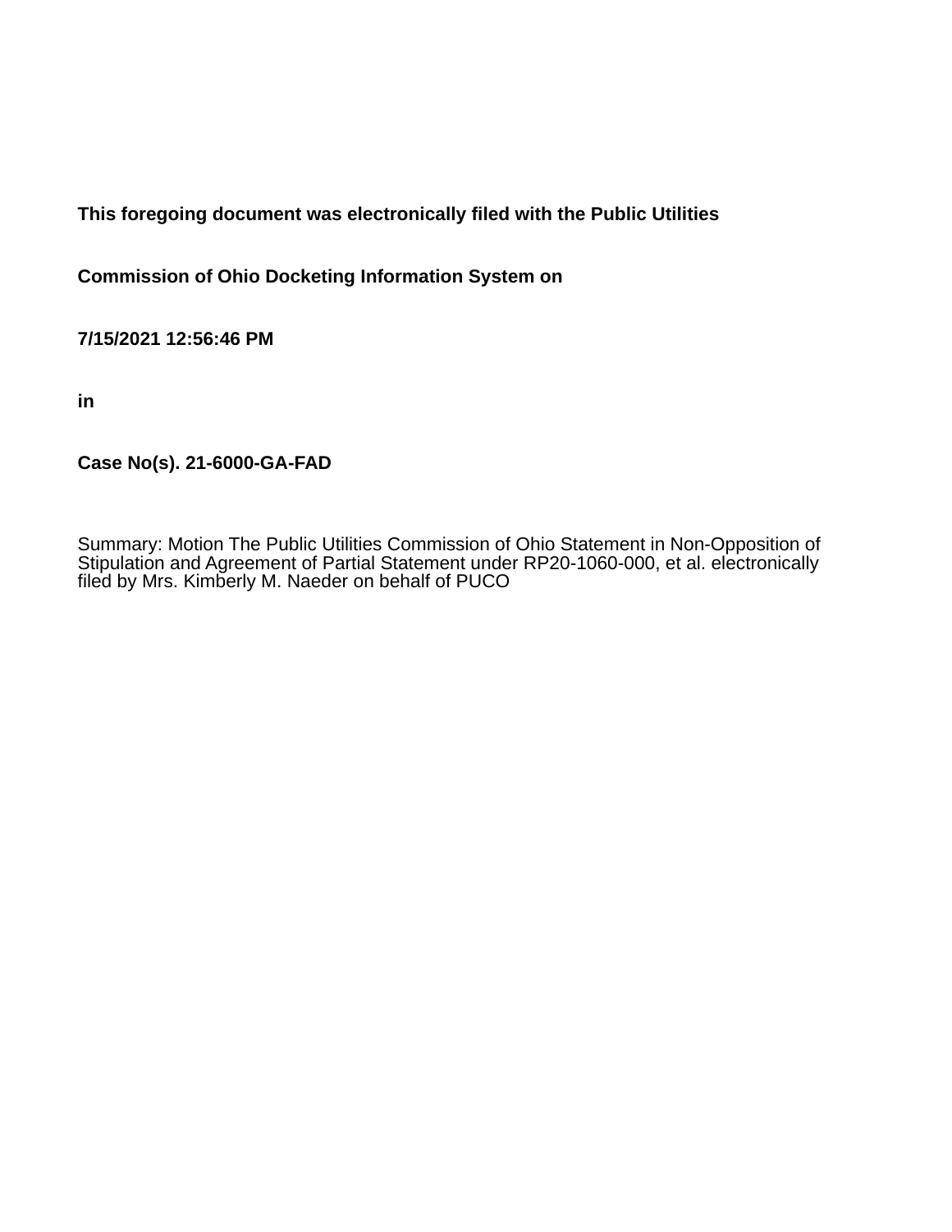**This foregoing document was electronically filed with the Public Utilities**

**Commission of Ohio Docketing Information System on**

**7/15/2021 12:56:46 PM**

**in**

**Case No(s). 21-6000-GA-FAD**

Summary: Motion The Public Utilities Commission of Ohio Statement in Non-Opposition of Stipulation and Agreement of Partial Statement under RP20-1060-000, et al. electronically filed by Mrs. Kimberly M. Naeder on behalf of PUCO